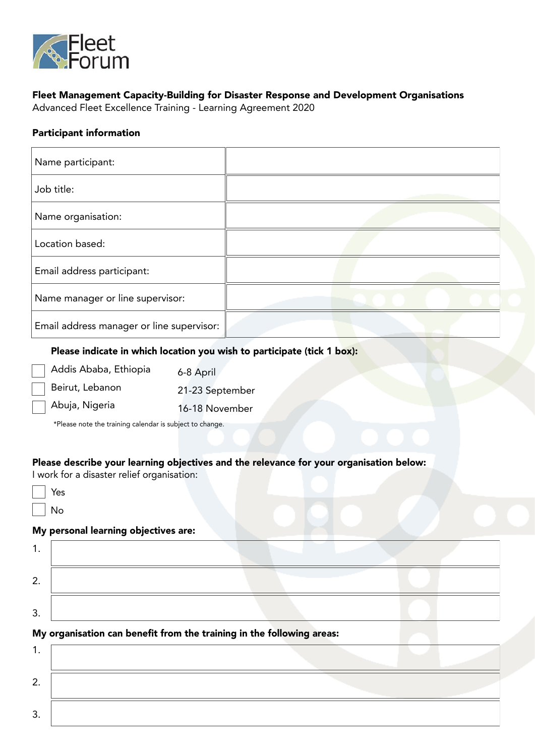Fleet Forum

**Fleet Management Capacity-Building for Disaster Response and Development Organisations**
Advanced Fleet Excellence Training - Learning Agreement 2020

**Participant information**

| Name participant: | |
|---|---|
| Job title: | |
| Name organisation: | |
| Location based: | |
| Email address participant: | |
| Name manager or line supervisor: | |
| Email address manager or line supervisor: | |

**Please indicate in which location you wish to participate (tick 1 box):**

- ☐ Addis Ababa, Ethiopia — 6-8 April
- ☐ Beirut, Lebanon — 21-23 September
- ☐ Abuja, Nigeria — 16-18 November

*Please note the training calendar is subject to change.

**Please describe your learning objectives and the relevance for your organisation below:**
I work for a disaster relief organisation:

- ☐ Yes
- ☐ No

**My personal learning objectives are:**

1. 
2. 
3. 

**My organisation can benefit from the training in the following areas:**

1. 
2. 
3.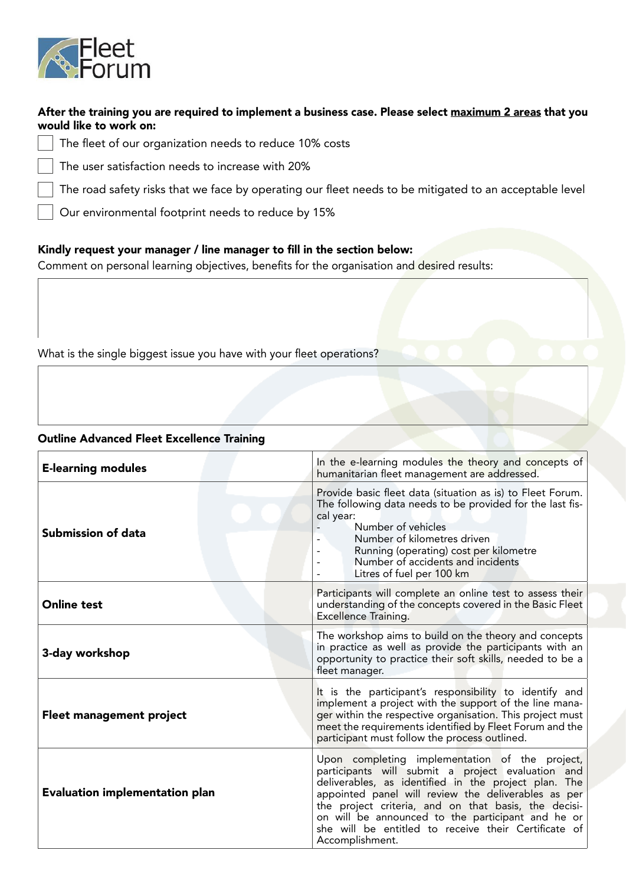**After the training you are required to implement a business case. Please select maximum 2 areas that you would like to work on:**

- [ ] The fleet of our organization needs to reduce 10% costs
- [ ] The user satisfaction needs to increase with 20%
- [ ] The road safety risks that we face by operating our fleet needs to be mitigated to an acceptable level
- [ ] Our environmental footprint needs to reduce by 15%

**Kindly request your manager / line manager to fill in the section below:**

Comment on personal learning objectives, benefits for the organisation and desired results:

What is the single biggest issue you have with your fleet operations?

**Outline Advanced Fleet Excellence Training**

| | |
|---|---|
| **E-learning modules** | In the e-learning modules the theory and concepts of humanitarian fleet management are addressed. |
| **Submission of data** | Provide basic fleet data (situation as is) to Fleet Forum. The following data needs to be provided for the last fiscal year:<br>- Number of vehicles<br>- Number of kilometres driven<br>- Running (operating) cost per kilometre<br>- Number of accidents and incidents<br>- Litres of fuel per 100 km |
| **Online test** | Participants will complete an online test to assess their understanding of the concepts covered in the Basic Fleet Excellence Training. |
| **3-day workshop** | The workshop aims to build on the theory and concepts in practice as well as provide the participants with an opportunity to practice their soft skills, needed to be a fleet manager. |
| **Fleet management project** | It is the participant's responsibility to identify and implement a project with the support of the line manager within the respective organisation. This project must meet the requirements identified by Fleet Forum and the participant must follow the process outlined. |
| **Evaluation implementation plan** | Upon completing implementation of the project, participants will submit a project evaluation and deliverables, as identified in the project plan. The appointed panel will review the deliverables as per the project criteria, and on that basis, the decision will be announced to the participant and he or she will be entitled to receive their Certificate of Accomplishment. |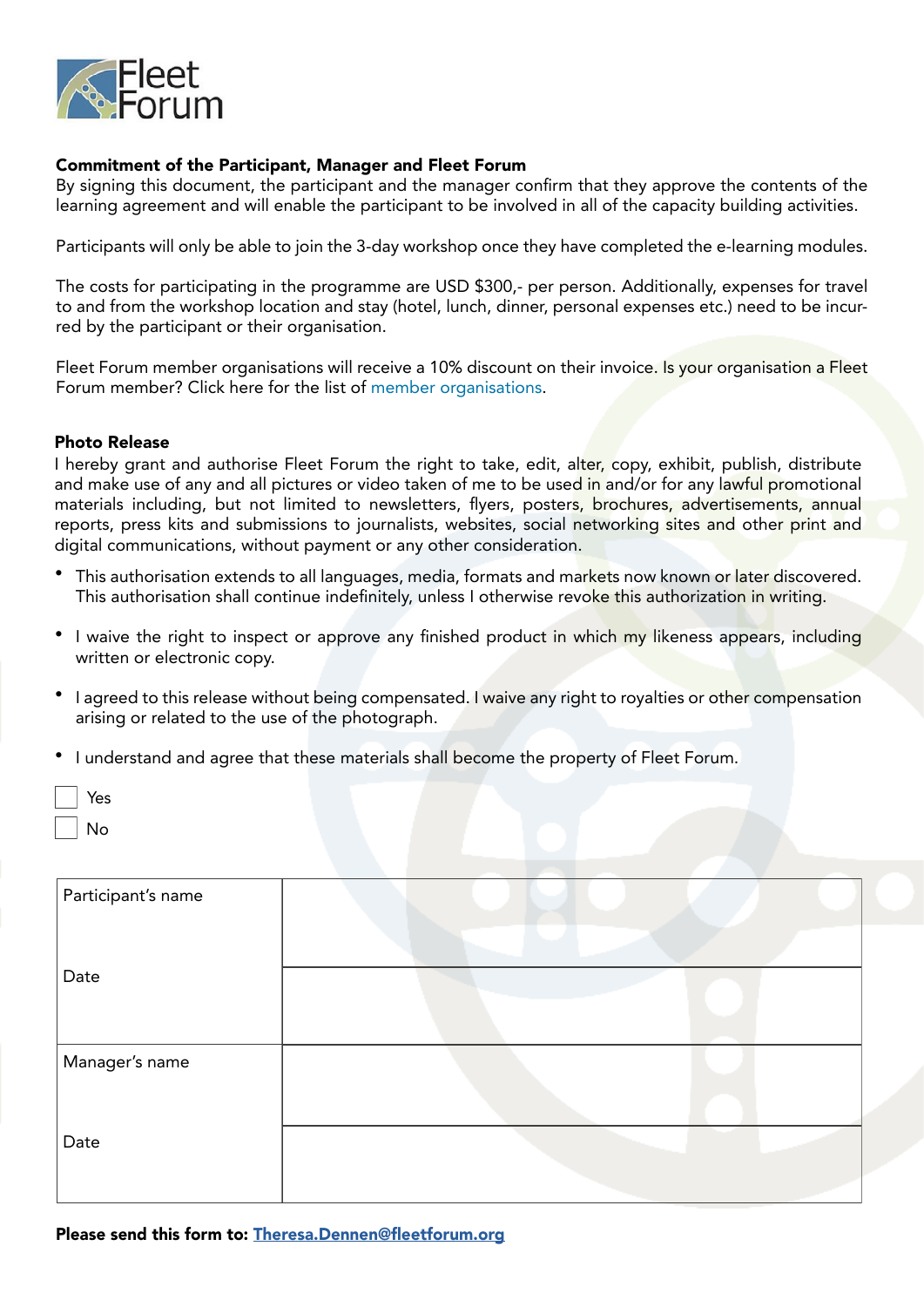Fleet Forum

**Commitment of the Participant, Manager and Fleet Forum**

By signing this document, the participant and the manager confirm that they approve the contents of the learning agreement and will enable the participant to be involved in all of the capacity building activities.

Participants will only be able to join the 3-day workshop once they have completed the e-learning modules.

The costs for participating in the programme are USD $300,- per person. Additionally, expenses for travel to and from the workshop location and stay (hotel, lunch, dinner, personal expenses etc.) need to be incurred by the participant or their organisation.

Fleet Forum member organisations will receive a 10% discount on their invoice. Is your organisation a Fleet Forum member? Click here for the list of member organisations.

**Photo Release**

I hereby grant and authorise Fleet Forum the right to take, edit, alter, copy, exhibit, publish, distribute and make use of any and all pictures or video taken of me to be used in and/or for any lawful promotional materials including, but not limited to newsletters, flyers, posters, brochures, advertisements, annual reports, press kits and submissions to journalists, websites, social networking sites and other print and digital communications, without payment or any other consideration.

- This authorisation extends to all languages, media, formats and markets now known or later discovered. This authorisation shall continue indefinitely, unless I otherwise revoke this authorization in writing.
- I waive the right to inspect or approve any finished product in which my likeness appears, including written or electronic copy.
- I agreed to this release without being compensated. I waive any right to royalties or other compensation arising or related to the use of the photograph.
- I understand and agree that these materials shall become the property of Fleet Forum.

☐ Yes

☐ No

| | |
|---|---|
| Participant's name | |
| Date | |
| Manager's name | |
| Date | |

**Please send this form to: Theresa.Dennen@fleetforum.org**